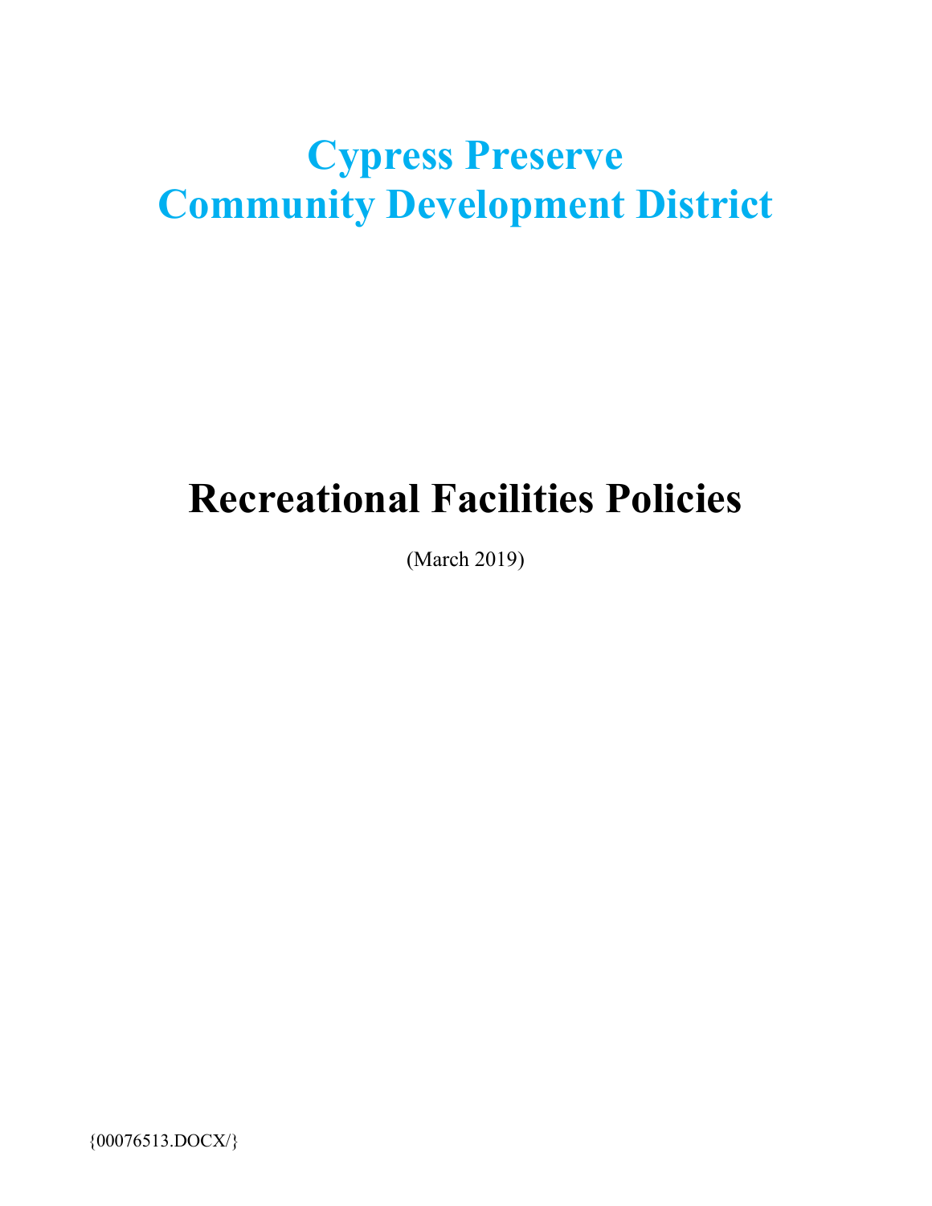# Cypress Preserve
# Community Development District

# Recreational Facilities Policies

(March 2019)

{00076513.DOCX/}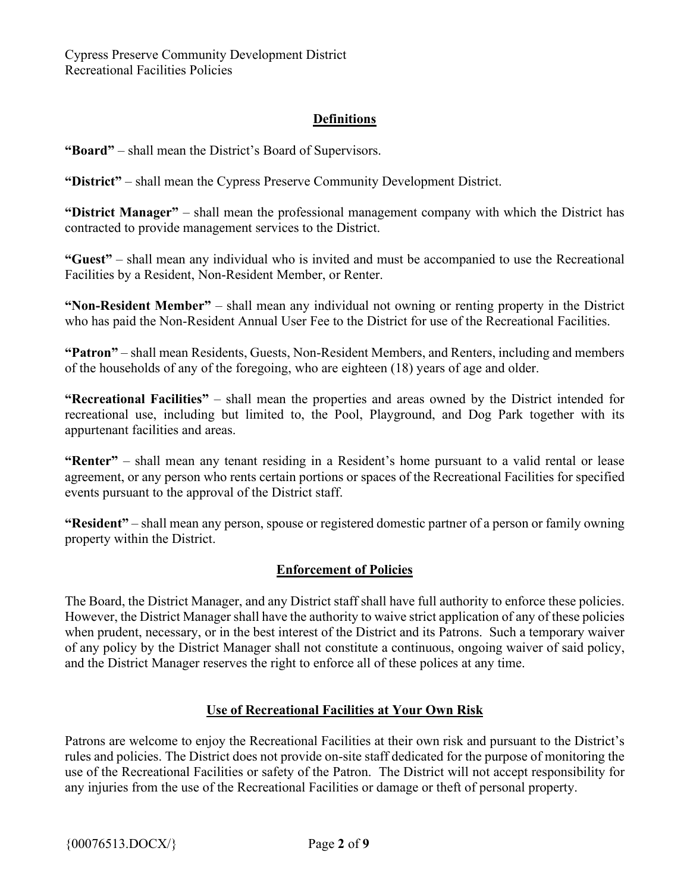## Definitions

**"Board"** – shall mean the District's Board of Supervisors.

**"District"** – shall mean the Cypress Preserve Community Development District.

**"District Manager"** – shall mean the professional management company with which the District has contracted to provide management services to the District.

**"Guest"** – shall mean any individual who is invited and must be accompanied to use the Recreational Facilities by a Resident, Non-Resident Member, or Renter.

**"Non-Resident Member"** – shall mean any individual not owning or renting property in the District who has paid the Non-Resident Annual User Fee to the District for use of the Recreational Facilities.

**"Patron"** – shall mean Residents, Guests, Non-Resident Members, and Renters, including and members of the households of any of the foregoing, who are eighteen (18) years of age and older.

**"Recreational Facilities"** – shall mean the properties and areas owned by the District intended for recreational use, including but limited to, the Pool, Playground, and Dog Park together with its appurtenant facilities and areas.

**"Renter"** – shall mean any tenant residing in a Resident's home pursuant to a valid rental or lease agreement, or any person who rents certain portions or spaces of the Recreational Facilities for specified events pursuant to the approval of the District staff.

**"Resident"** – shall mean any person, spouse or registered domestic partner of a person or family owning property within the District.

## Enforcement of Policies

The Board, the District Manager, and any District staff shall have full authority to enforce these policies. However, the District Manager shall have the authority to waive strict application of any of these policies when prudent, necessary, or in the best interest of the District and its Patrons. Such a temporary waiver of any policy by the District Manager shall not constitute a continuous, ongoing waiver of said policy, and the District Manager reserves the right to enforce all of these polices at any time.

## Use of Recreational Facilities at Your Own Risk

Patrons are welcome to enjoy the Recreational Facilities at their own risk and pursuant to the District's rules and policies. The District does not provide on-site staff dedicated for the purpose of monitoring the use of the Recreational Facilities or safety of the Patron. The District will not accept responsibility for any injuries from the use of the Recreational Facilities or damage or theft of personal property.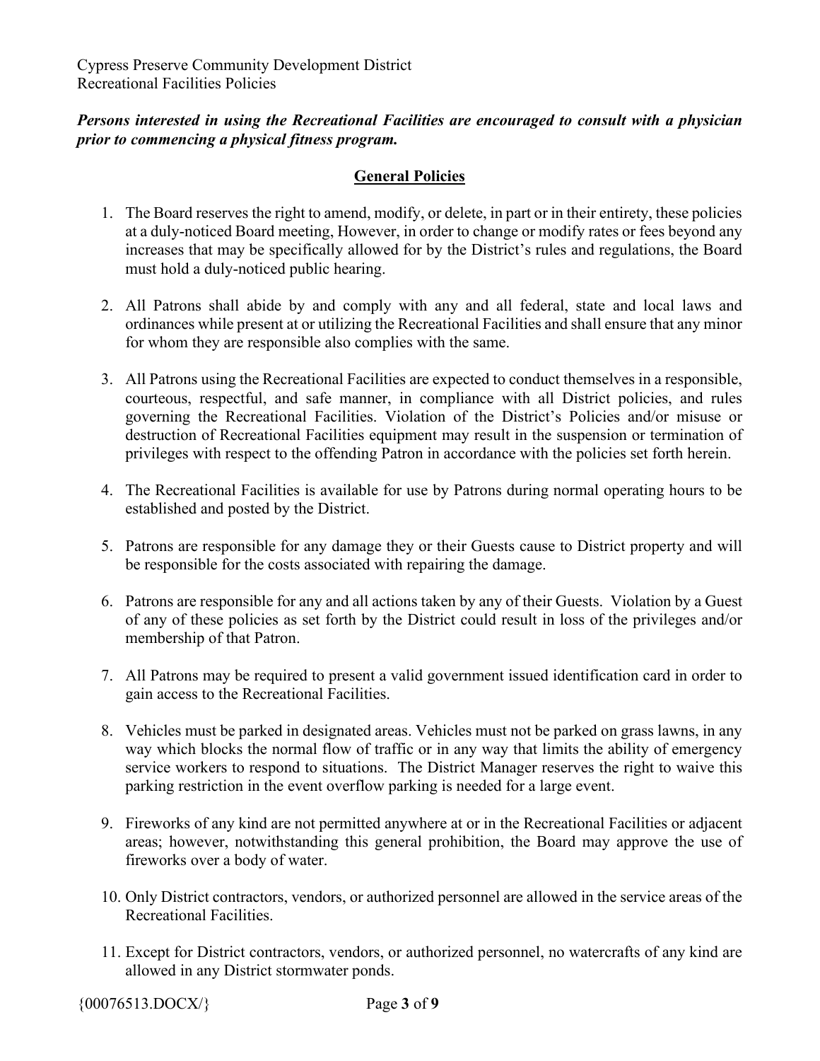***Persons interested in using the Recreational Facilities are encouraged to consult with a physician prior to commencing a physical fitness program.***

## General Policies

1. The Board reserves the right to amend, modify, or delete, in part or in their entirety, these policies at a duly-noticed Board meeting, However, in order to change or modify rates or fees beyond any increases that may be specifically allowed for by the District's rules and regulations, the Board must hold a duly-noticed public hearing.

2. All Patrons shall abide by and comply with any and all federal, state and local laws and ordinances while present at or utilizing the Recreational Facilities and shall ensure that any minor for whom they are responsible also complies with the same.

3. All Patrons using the Recreational Facilities are expected to conduct themselves in a responsible, courteous, respectful, and safe manner, in compliance with all District policies, and rules governing the Recreational Facilities. Violation of the District's Policies and/or misuse or destruction of Recreational Facilities equipment may result in the suspension or termination of privileges with respect to the offending Patron in accordance with the policies set forth herein.

4. The Recreational Facilities is available for use by Patrons during normal operating hours to be established and posted by the District.

5. Patrons are responsible for any damage they or their Guests cause to District property and will be responsible for the costs associated with repairing the damage.

6. Patrons are responsible for any and all actions taken by any of their Guests. Violation by a Guest of any of these policies as set forth by the District could result in loss of the privileges and/or membership of that Patron.

7. All Patrons may be required to present a valid government issued identification card in order to gain access to the Recreational Facilities.

8. Vehicles must be parked in designated areas. Vehicles must not be parked on grass lawns, in any way which blocks the normal flow of traffic or in any way that limits the ability of emergency service workers to respond to situations. The District Manager reserves the right to waive this parking restriction in the event overflow parking is needed for a large event.

9. Fireworks of any kind are not permitted anywhere at or in the Recreational Facilities or adjacent areas; however, notwithstanding this general prohibition, the Board may approve the use of fireworks over a body of water.

10. Only District contractors, vendors, or authorized personnel are allowed in the service areas of the Recreational Facilities.

11. Except for District contractors, vendors, or authorized personnel, no watercrafts of any kind are allowed in any District stormwater ponds.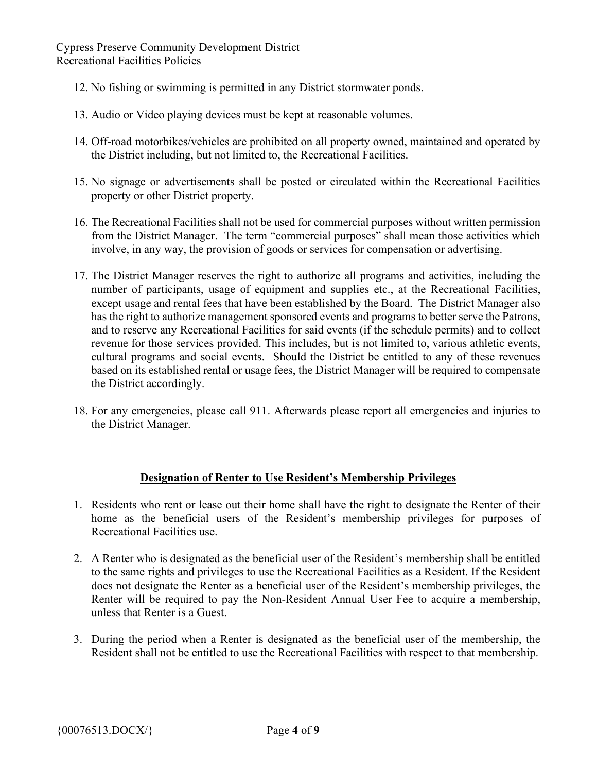12. No fishing or swimming is permitted in any District stormwater ponds.

13. Audio or Video playing devices must be kept at reasonable volumes.

14. Off-road motorbikes/vehicles are prohibited on all property owned, maintained and operated by the District including, but not limited to, the Recreational Facilities.

15. No signage or advertisements shall be posted or circulated within the Recreational Facilities property or other District property.

16. The Recreational Facilities shall not be used for commercial purposes without written permission from the District Manager. The term "commercial purposes" shall mean those activities which involve, in any way, the provision of goods or services for compensation or advertising.

17. The District Manager reserves the right to authorize all programs and activities, including the number of participants, usage of equipment and supplies etc., at the Recreational Facilities, except usage and rental fees that have been established by the Board. The District Manager also has the right to authorize management sponsored events and programs to better serve the Patrons, and to reserve any Recreational Facilities for said events (if the schedule permits) and to collect revenue for those services provided. This includes, but is not limited to, various athletic events, cultural programs and social events. Should the District be entitled to any of these revenues based on its established rental or usage fees, the District Manager will be required to compensate the District accordingly.

18. For any emergencies, please call 911. Afterwards please report all emergencies and injuries to the District Manager.

## Designation of Renter to Use Resident's Membership Privileges

1. Residents who rent or lease out their home shall have the right to designate the Renter of their home as the beneficial users of the Resident's membership privileges for purposes of Recreational Facilities use.

2. A Renter who is designated as the beneficial user of the Resident's membership shall be entitled to the same rights and privileges to use the Recreational Facilities as a Resident. If the Resident does not designate the Renter as a beneficial user of the Resident's membership privileges, the Renter will be required to pay the Non-Resident Annual User Fee to acquire a membership, unless that Renter is a Guest.

3. During the period when a Renter is designated as the beneficial user of the membership, the Resident shall not be entitled to use the Recreational Facilities with respect to that membership.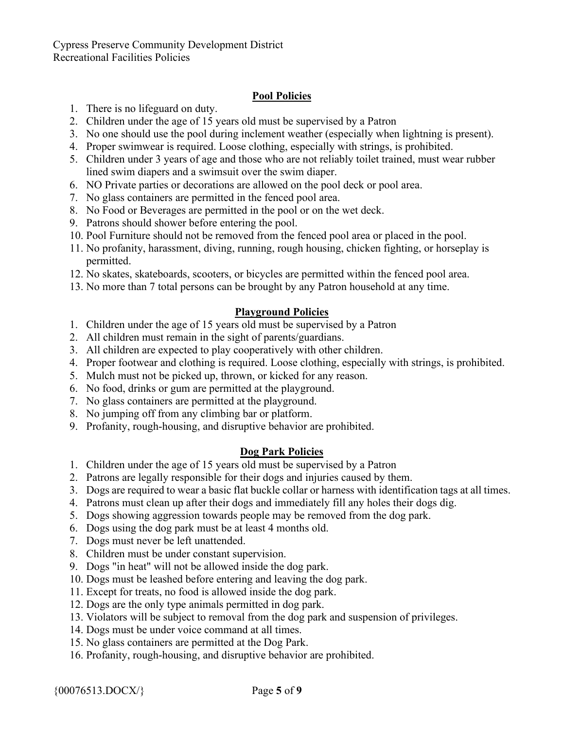## Pool Policies

1. There is no lifeguard on duty.
2. Children under the age of 15 years old must be supervised by a Patron
3. No one should use the pool during inclement weather (especially when lightning is present).
4. Proper swimwear is required. Loose clothing, especially with strings, is prohibited.
5. Children under 3 years of age and those who are not reliably toilet trained, must wear rubber lined swim diapers and a swimsuit over the swim diaper.
6. NO Private parties or decorations are allowed on the pool deck or pool area.
7. No glass containers are permitted in the fenced pool area.
8. No Food or Beverages are permitted in the pool or on the wet deck.
9. Patrons should shower before entering the pool.
10. Pool Furniture should not be removed from the fenced pool area or placed in the pool.
11. No profanity, harassment, diving, running, rough housing, chicken fighting, or horseplay is permitted.
12. No skates, skateboards, scooters, or bicycles are permitted within the fenced pool area.
13. No more than 7 total persons can be brought by any Patron household at any time.

## Playground Policies

1. Children under the age of 15 years old must be supervised by a Patron
2. All children must remain in the sight of parents/guardians.
3. All children are expected to play cooperatively with other children.
4. Proper footwear and clothing is required. Loose clothing, especially with strings, is prohibited.
5. Mulch must not be picked up, thrown, or kicked for any reason.
6. No food, drinks or gum are permitted at the playground.
7. No glass containers are permitted at the playground.
8. No jumping off from any climbing bar or platform.
9. Profanity, rough-housing, and disruptive behavior are prohibited.

## Dog Park Policies

1. Children under the age of 15 years old must be supervised by a Patron
2. Patrons are legally responsible for their dogs and injuries caused by them.
3. Dogs are required to wear a basic flat buckle collar or harness with identification tags at all times.
4. Patrons must clean up after their dogs and immediately fill any holes their dogs dig.
5. Dogs showing aggression towards people may be removed from the dog park.
6. Dogs using the dog park must be at least 4 months old.
7. Dogs must never be left unattended.
8. Children must be under constant supervision.
9. Dogs "in heat" will not be allowed inside the dog park.
10. Dogs must be leashed before entering and leaving the dog park.
11. Except for treats, no food is allowed inside the dog park.
12. Dogs are the only type animals permitted in dog park.
13. Violators will be subject to removal from the dog park and suspension of privileges.
14. Dogs must be under voice command at all times.
15. No glass containers are permitted at the Dog Park.
16. Profanity, rough-housing, and disruptive behavior are prohibited.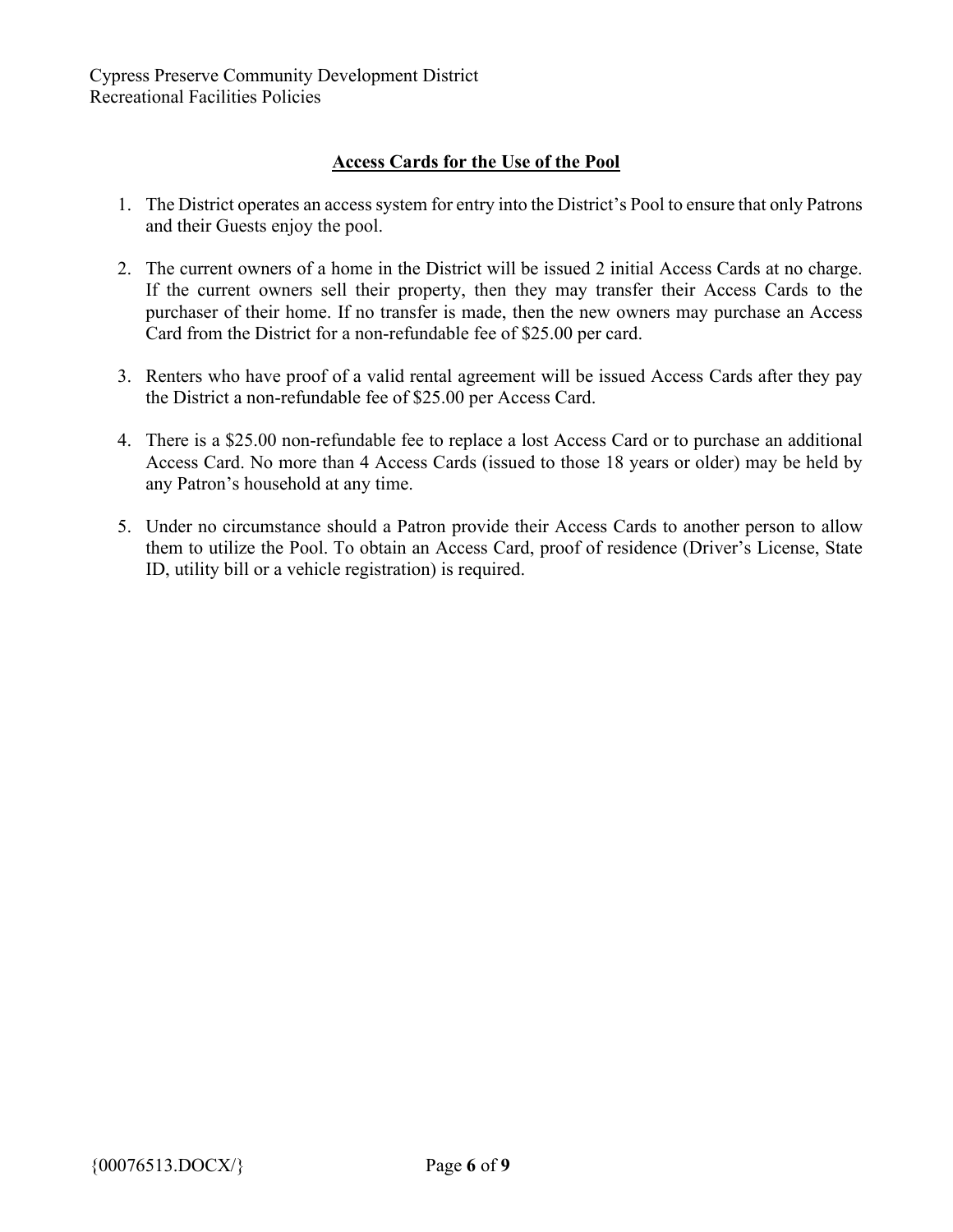## Access Cards for the Use of the Pool

1. The District operates an access system for entry into the District's Pool to ensure that only Patrons and their Guests enjoy the pool.

2. The current owners of a home in the District will be issued 2 initial Access Cards at no charge. If the current owners sell their property, then they may transfer their Access Cards to the purchaser of their home. If no transfer is made, then the new owners may purchase an Access Card from the District for a non-refundable fee of $25.00 per card.

3. Renters who have proof of a valid rental agreement will be issued Access Cards after they pay the District a non-refundable fee of $25.00 per Access Card.

4. There is a $25.00 non-refundable fee to replace a lost Access Card or to purchase an additional Access Card. No more than 4 Access Cards (issued to those 18 years or older) may be held by any Patron's household at any time.

5. Under no circumstance should a Patron provide their Access Cards to another person to allow them to utilize the Pool. To obtain an Access Card, proof of residence (Driver's License, State ID, utility bill or a vehicle registration) is required.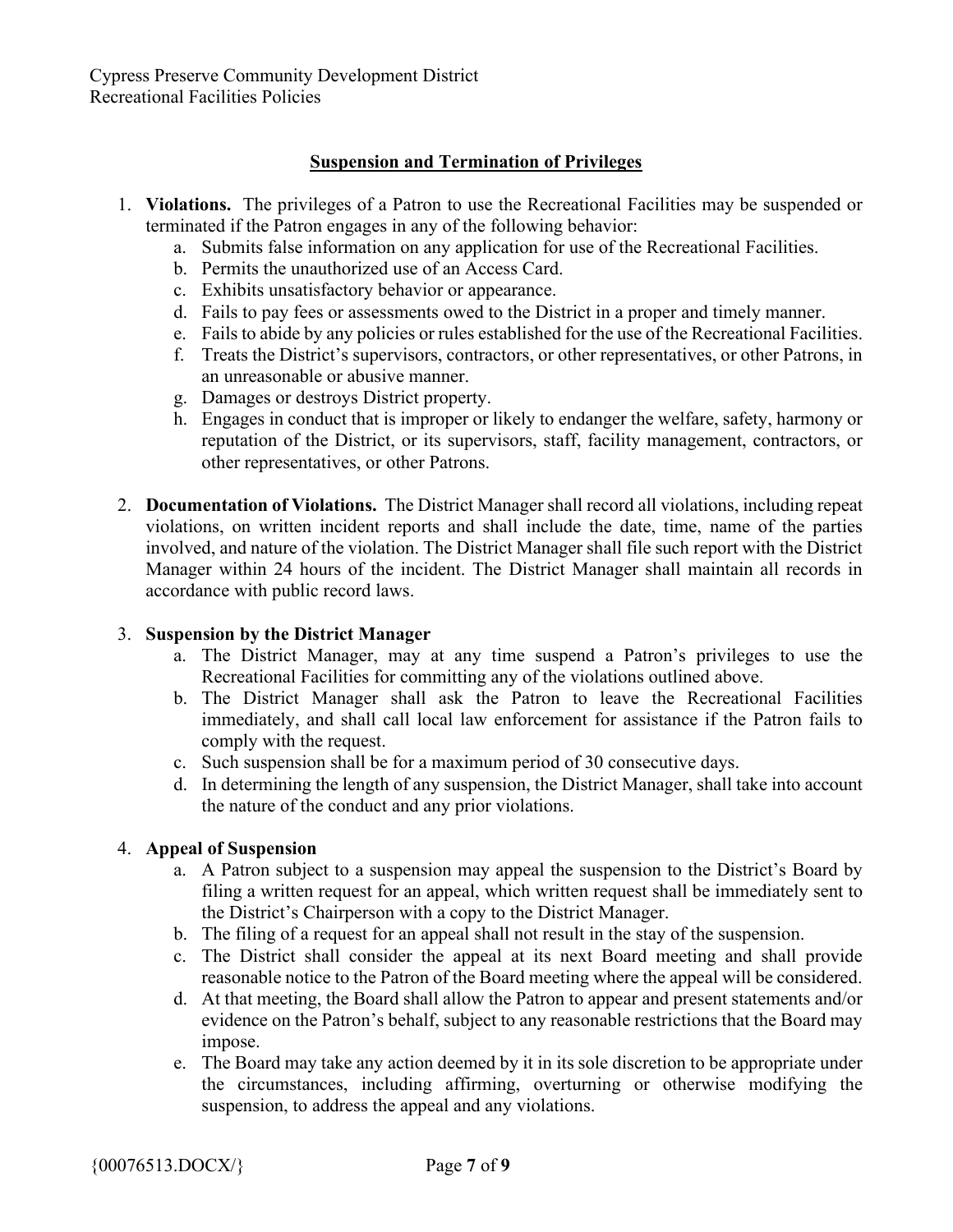## Suspension and Termination of Privileges

1. **Violations.** The privileges of a Patron to use the Recreational Facilities may be suspended or terminated if the Patron engages in any of the following behavior:
   a. Submits false information on any application for use of the Recreational Facilities.
   b. Permits the unauthorized use of an Access Card.
   c. Exhibits unsatisfactory behavior or appearance.
   d. Fails to pay fees or assessments owed to the District in a proper and timely manner.
   e. Fails to abide by any policies or rules established for the use of the Recreational Facilities.
   f. Treats the District's supervisors, contractors, or other representatives, or other Patrons, in an unreasonable or abusive manner.
   g. Damages or destroys District property.
   h. Engages in conduct that is improper or likely to endanger the welfare, safety, harmony or reputation of the District, or its supervisors, staff, facility management, contractors, or other representatives, or other Patrons.

2. **Documentation of Violations.** The District Manager shall record all violations, including repeat violations, on written incident reports and shall include the date, time, name of the parties involved, and nature of the violation. The District Manager shall file such report with the District Manager within 24 hours of the incident. The District Manager shall maintain all records in accordance with public record laws.

3. **Suspension by the District Manager**
   a. The District Manager, may at any time suspend a Patron's privileges to use the Recreational Facilities for committing any of the violations outlined above.
   b. The District Manager shall ask the Patron to leave the Recreational Facilities immediately, and shall call local law enforcement for assistance if the Patron fails to comply with the request.
   c. Such suspension shall be for a maximum period of 30 consecutive days.
   d. In determining the length of any suspension, the District Manager, shall take into account the nature of the conduct and any prior violations.

4. **Appeal of Suspension**
   a. A Patron subject to a suspension may appeal the suspension to the District's Board by filing a written request for an appeal, which written request shall be immediately sent to the District's Chairperson with a copy to the District Manager.
   b. The filing of a request for an appeal shall not result in the stay of the suspension.
   c. The District shall consider the appeal at its next Board meeting and shall provide reasonable notice to the Patron of the Board meeting where the appeal will be considered.
   d. At that meeting, the Board shall allow the Patron to appear and present statements and/or evidence on the Patron's behalf, subject to any reasonable restrictions that the Board may impose.
   e. The Board may take any action deemed by it in its sole discretion to be appropriate under the circumstances, including affirming, overturning or otherwise modifying the suspension, to address the appeal and any violations.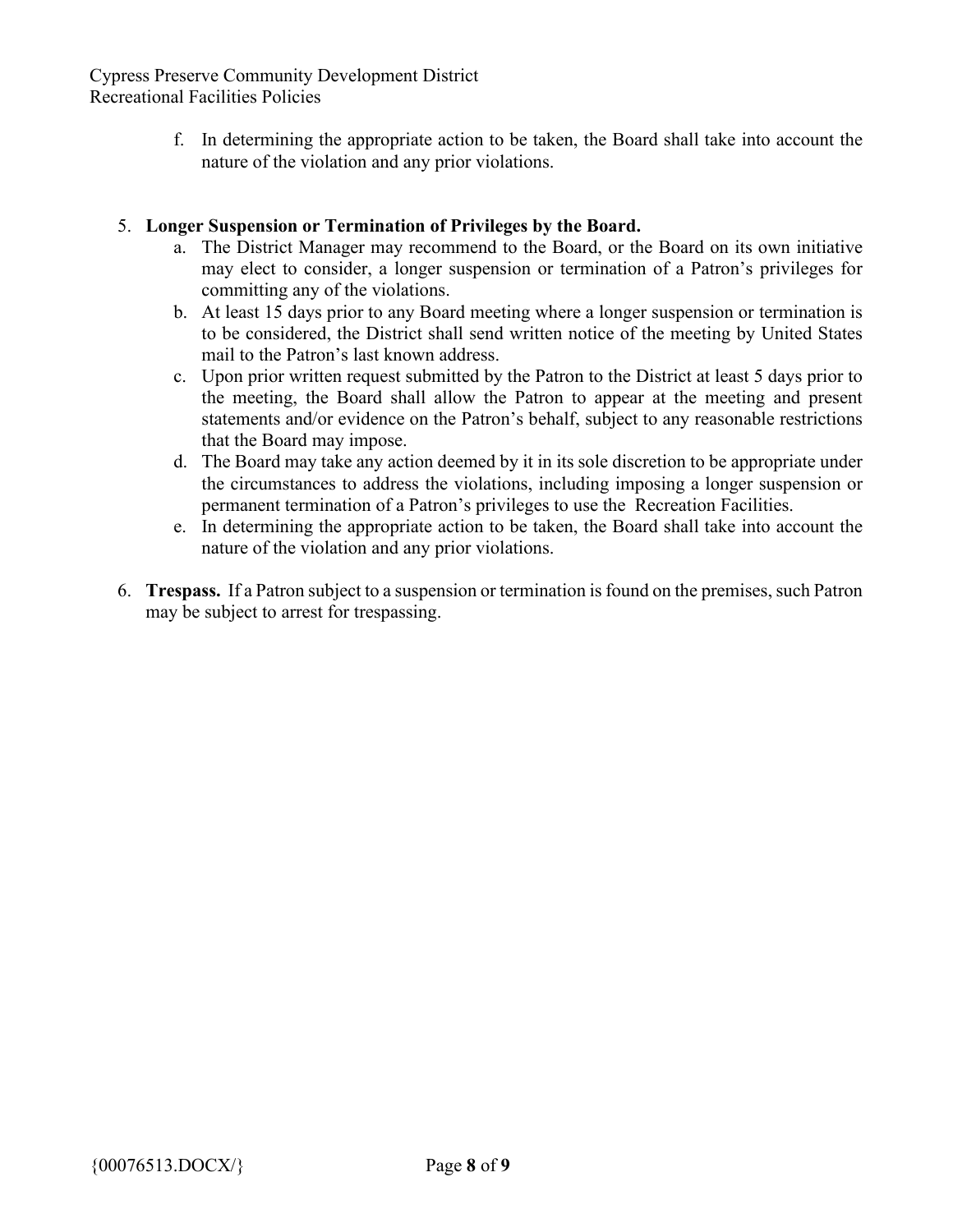f. In determining the appropriate action to be taken, the Board shall take into account the nature of the violation and any prior violations.

5. **Longer Suspension or Termination of Privileges by the Board.**
   a. The District Manager may recommend to the Board, or the Board on its own initiative may elect to consider, a longer suspension or termination of a Patron's privileges for committing any of the violations.
   b. At least 15 days prior to any Board meeting where a longer suspension or termination is to be considered, the District shall send written notice of the meeting by United States mail to the Patron's last known address.
   c. Upon prior written request submitted by the Patron to the District at least 5 days prior to the meeting, the Board shall allow the Patron to appear at the meeting and present statements and/or evidence on the Patron's behalf, subject to any reasonable restrictions that the Board may impose.
   d. The Board may take any action deemed by it in its sole discretion to be appropriate under the circumstances to address the violations, including imposing a longer suspension or permanent termination of a Patron's privileges to use the Recreation Facilities.
   e. In determining the appropriate action to be taken, the Board shall take into account the nature of the violation and any prior violations.

6. **Trespass.** If a Patron subject to a suspension or termination is found on the premises, such Patron may be subject to arrest for trespassing.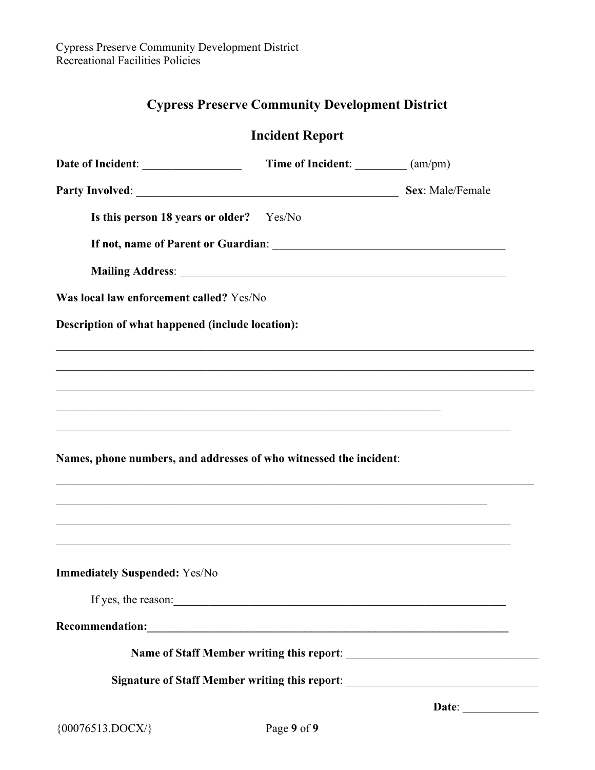## Cypress Preserve Community Development District

## Incident Report

**Date of Incident**: _________________ **Time of Incident**: _________ (am/pm)

**Party Involved**: ______________________________________________ **Sex**: Male/Female

**Is this person 18 years or older?** Yes/No

**If not, name of Parent or Guardian**: ________________________________________

**Mailing Address**: __________________________________________________________

**Was local law enforcement called?** Yes/No

**Description of what happened (include location):**

_____________________________________________________________________________________

_____________________________________________________________________________________

_____________________________________________________________________________________

____________________________________________________________________

_________________________________________________________________________________

**Names, phone numbers, and addresses of who witnessed the incident**:

_____________________________________________________________________________________

_____________________________________________________________________________

_________________________________________________________________________________

_________________________________________________________________________________

**Immediately Suspended:** Yes/No

If yes, the reason:___________________________________________________________

**Recommendation:**___________________________________________________________________

**Name of Staff Member writing this report**: _________________________________

**Signature of Staff Member writing this report**: _________________________________

**Date**: _____________

{00076513.DOCX/}